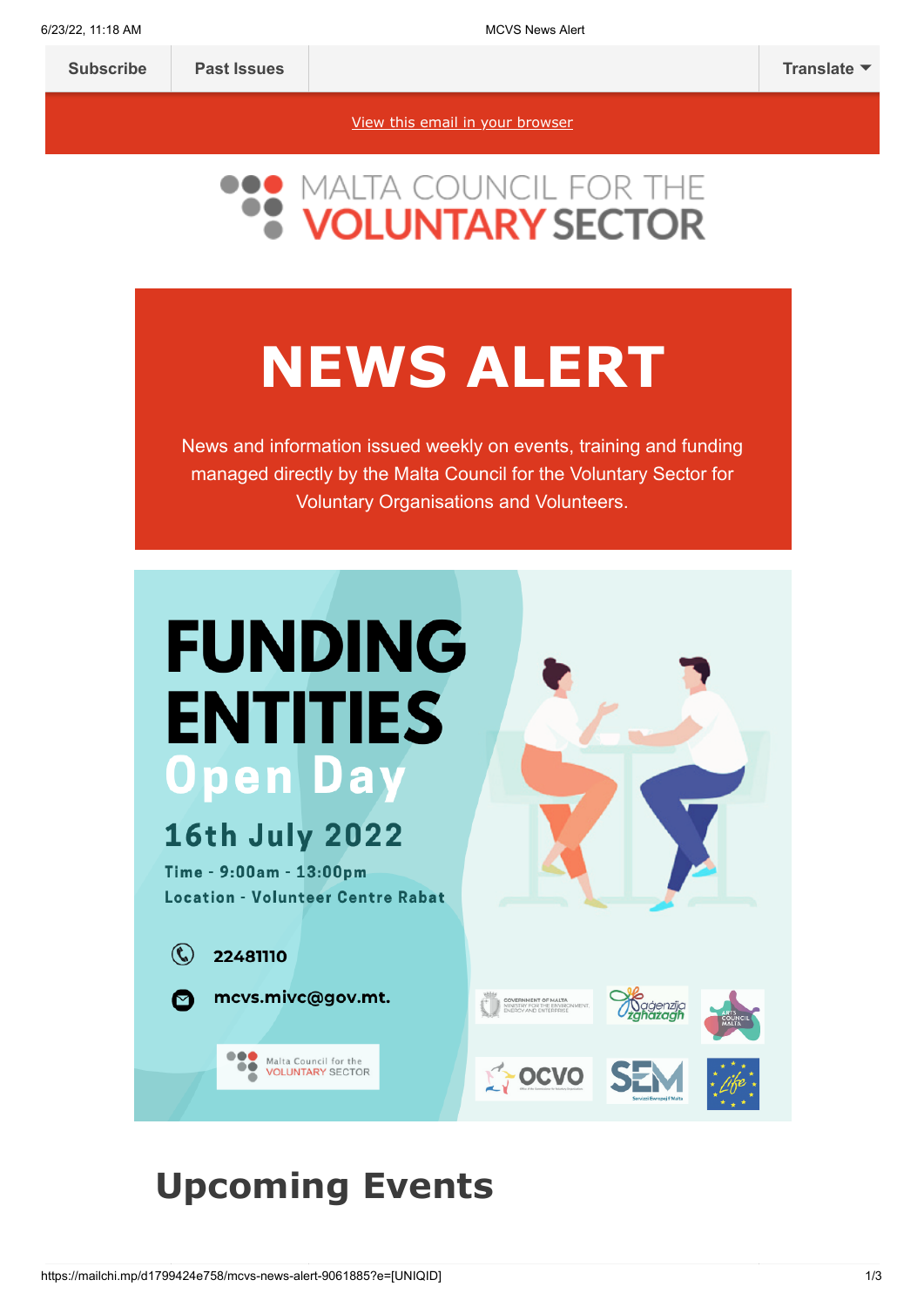Subscribe | Past Issues | Translate

View this email in your browser

MALTA COUNCIL FOR THE VOLUNTARY SECTOR

# NEWS ALERT

News and information issued weekly on events, training and funding managed directly by the Malta Council for the Voluntary Sector for Voluntary Organisations and Volunteers.

# FUNDING ENTITIES Open Day

**16th July 2022**

**Time - 9:00am - 13:00pm**

**Location - Volunteer Centre Rabat**

22481110

mcvs.mivc@gov.mt.

## Upcoming Events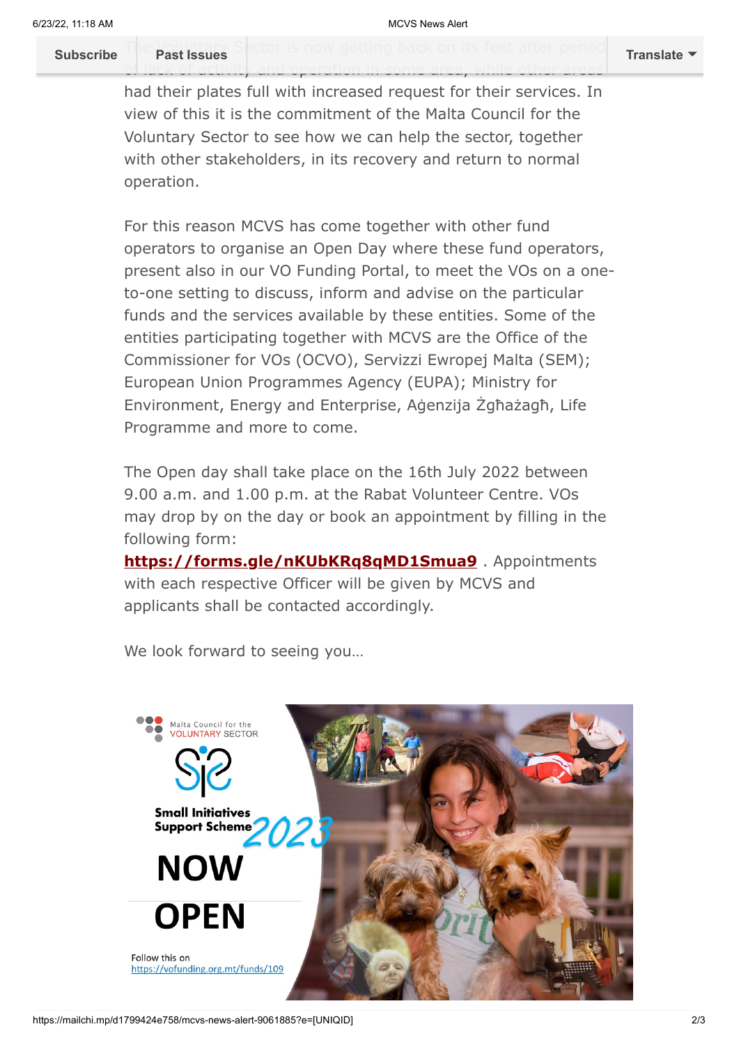The Voluntary Sector is now getting back on its feet after period of lack of activity and operation in some area, while other areas had their plates full with increased request for their services. In view of this it is the commitment of the Malta Council for the Voluntary Sector to see how we can help the sector, together with other stakeholders, in its recovery and return to normal operation.

For this reason MCVS has come together with other fund operators to organise an Open Day where these fund operators, present also in our VO Funding Portal, to meet the VOs on a one-to-one setting to discuss, inform and advise on the particular funds and the services available by these entities. Some of the entities participating together with MCVS are the Office of the Commissioner for VOs (OCVO), Servizzi Ewropej Malta (SEM); European Union Programmes Agency (EUPA); Ministry for Environment, Energy and Enterprise, Aġenzija Żgħażagħ, Life Programme and more to come.

The Open day shall take place on the 16th July 2022 between 9.00 a.m. and 1.00 p.m. at the Rabat Volunteer Centre. VOs may drop by on the day or book an appointment by filling in the following form: **https://forms.gle/nKUbKRq8qMD1Smua9** . Appointments with each respective Officer will be given by MCVS and applicants shall be contacted accordingly.

We look forward to seeing you…

Malta Council for the VOLUNTARY SECTOR

Small Initiatives Support Scheme 2023

NOW OPEN

Follow this on https://vofunding.org.mt/funds/109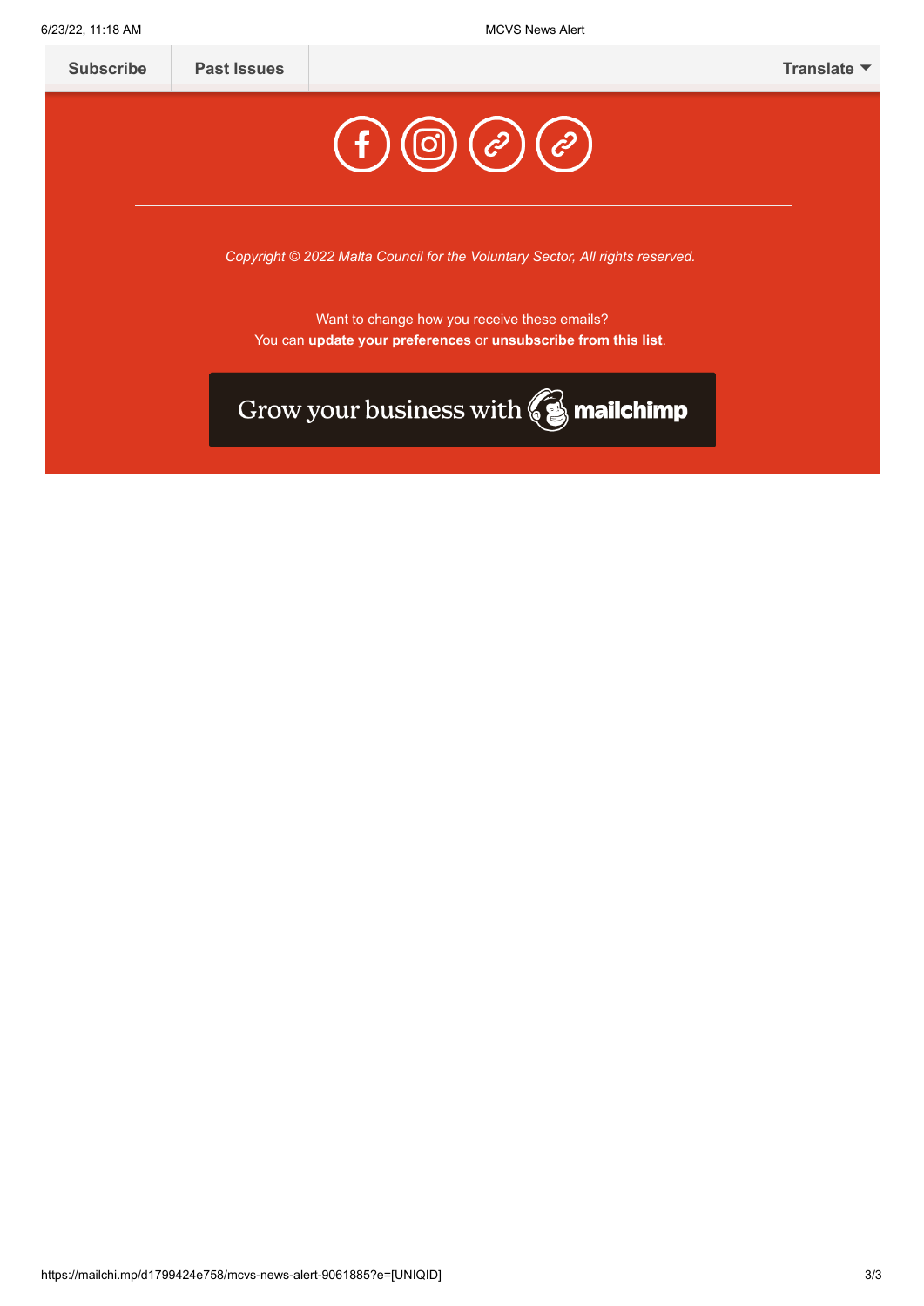Subscribe | Past Issues | Translate

*Copyright © 2022 Malta Council for the Voluntary Sector, All rights reserved.*

Want to change how you receive these emails?
You can **update your preferences** or **unsubscribe from this list**.

Grow your business with mailchimp